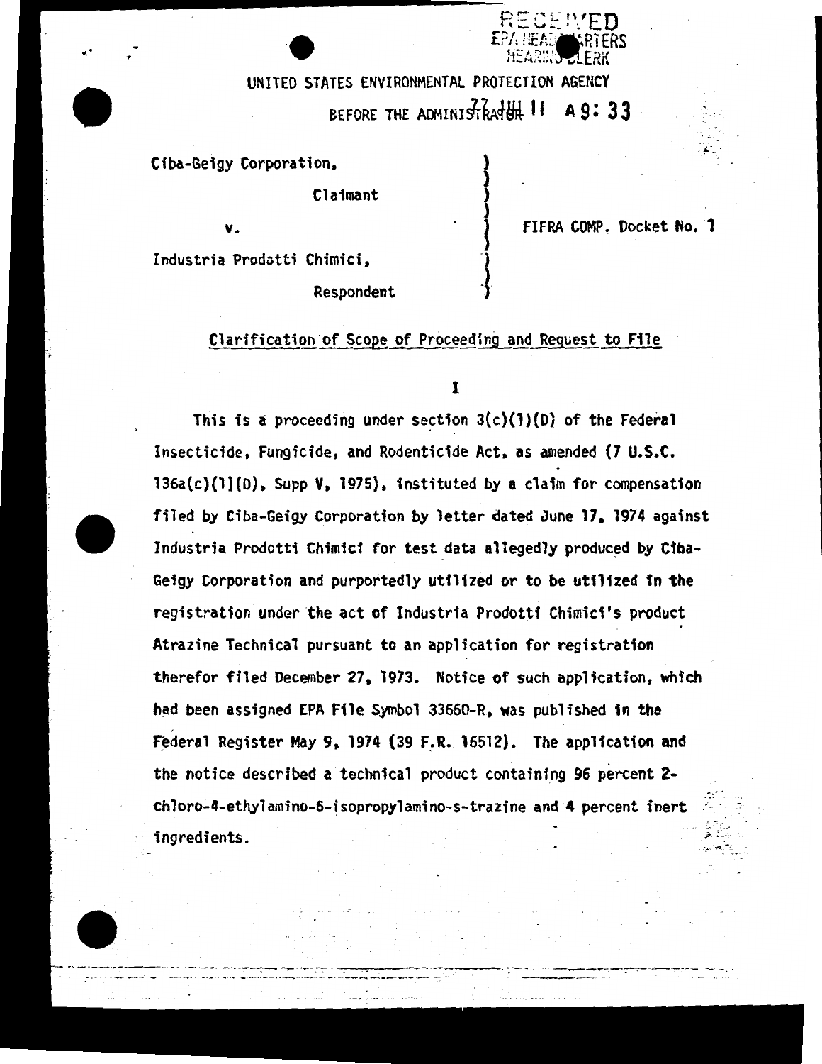RECEIVED
EPA HEADQUARTERS
HEARING CLERK

UNITED STATES ENVIRONMENTAL PROTECTION AGENCY

BEFORE THE ADMINISTRATOR 77 JUL 11 A 9: 33

| | |
|---|---|
| Ciba-Geigy Corporation,<br><br>Claimant<br><br>v.<br><br>Industria Prodotti Chimici,<br><br>Respondent | FIFRA COMP. Docket No. 7 |

## Clarification of Scope of Proceeding and Request to File

I

This is a proceeding under section 3(c)(1)(D) of the Federal Insecticide, Fungicide, and Rodenticide Act, as amended (7 U.S.C. 136a(c)(1)(D), Supp V, 1975), instituted by a claim for compensation filed by Ciba-Geigy Corporation by letter dated June 17, 1974 against Industria Prodotti Chimici for test data allegedly produced by Ciba-Geigy Corporation and purportedly utilized or to be utilized in the registration under the act of Industria Prodotti Chimici's product Atrazine Technical pursuant to an application for registration therefor filed December 27, 1973. Notice of such application, which had been assigned EPA File Symbol 33660-R, was published in the Federal Register May 9, 1974 (39 F.R. 16512). The application and the notice described a technical product containing 96 percent 2-chloro-4-ethylamino-6-isopropylamino-s-trazine and 4 percent inert ingredients.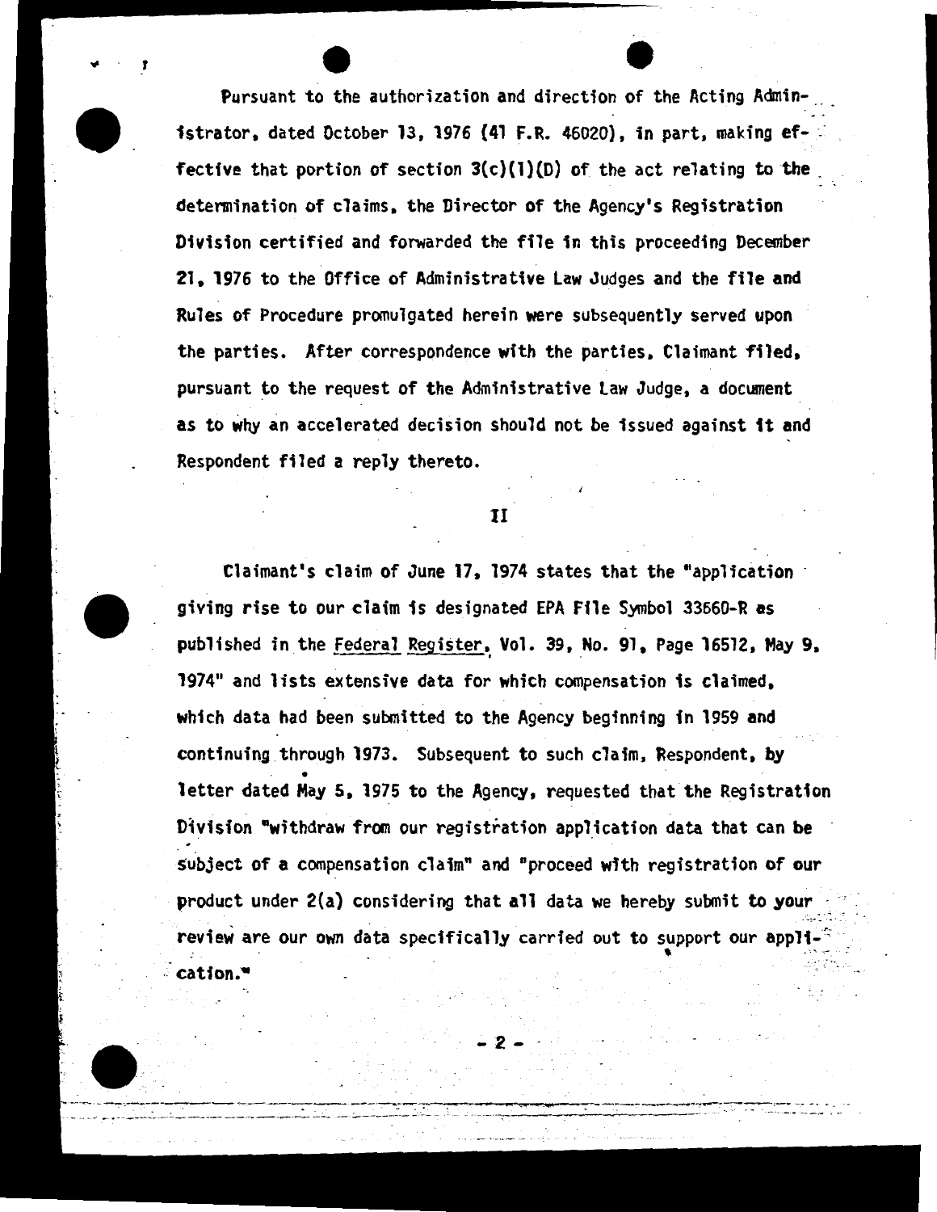Pursuant to the authorization and direction of the Acting Administrator, dated October 13, 1976 (41 F.R. 46020), in part, making effective that portion of section 3(c)(1)(D) of the act relating to the determination of claims, the Director of the Agency's Registration Division certified and forwarded the file in this proceeding December 21, 1976 to the Office of Administrative Law Judges and the file and Rules of Procedure promulgated herein were subsequently served upon the parties. After correspondence with the parties, Claimant filed, pursuant to the request of the Administrative Law Judge, a document as to why an accelerated decision should not be issued against it and Respondent filed a reply thereto.

## II

Claimant's claim of June 17, 1974 states that the "application giving rise to our claim is designated EPA File Symbol 33660-R as published in the *Federal Register*, Vol. 39, No. 91, Page 16512, May 9, 1974" and lists extensive data for which compensation is claimed, which data had been submitted to the Agency beginning in 1959 and continuing through 1973. Subsequent to such claim, Respondent, by letter dated May 5, 1975 to the Agency, requested that the Registration Division "withdraw from our registration application data that can be subject of a compensation claim" and "proceed with registration of our product under 2(a) considering that all data we hereby submit to your review are our own data specifically carried out to support our application."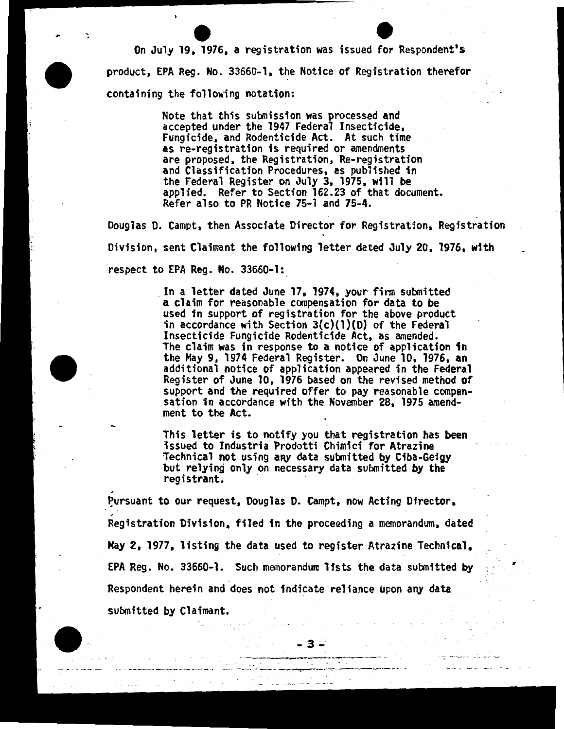On July 19, 1976, a registration was issued for Respondent's product, EPA Reg. No. 33660-1, the Notice of Registration therefor containing the following notation:

> Note that this submission was processed and accepted under the 1947 Federal Insecticide, Fungicide, and Rodenticide Act. At such time as re-registration is required or amendments are proposed, the Registration, Re-registration and Classification Procedures, as published in the Federal Register on July 3, 1975, will be applied. Refer to Section 162.23 of that document. Refer also to PR Notice 75-1 and 75-4.

Douglas D. Campt, then Associate Director for Registration, Registration Division, sent Claimant the following letter dated July 20, 1976, with respect to EPA Reg. No. 33660-1:

> In a letter dated June 17, 1974, your firm submitted a claim for reasonable compensation for data to be used in support of registration for the above product in accordance with Section 3(c)(1)(D) of the Federal Insecticide Fungicide Rodenticide Act, as amended. The claim was in response to a notice of application in the May 9, 1974 Federal Register. On June 10, 1976, an additional notice of application appeared in the Federal Register of June 10, 1976 based on the revised method of support and the required offer to pay reasonable compensation in accordance with the November 28, 1975 amendment to the Act.
>
> This letter is to notify you that registration has been issued to Industria Prodotti Chimici for Atrazine Technical not using any data submitted by Ciba-Geigy but relying only on necessary data submitted by the registrant.

Pursuant to our request, Douglas D. Campt, now Acting Director, Registration Division, filed in the proceeding a memorandum, dated May 2, 1977, listing the data used to register Atrazine Technical, EPA Reg. No. 33660-1. Such memorandum lists the data submitted by Respondent herein and does not indicate reliance upon any data submitted by Claimant.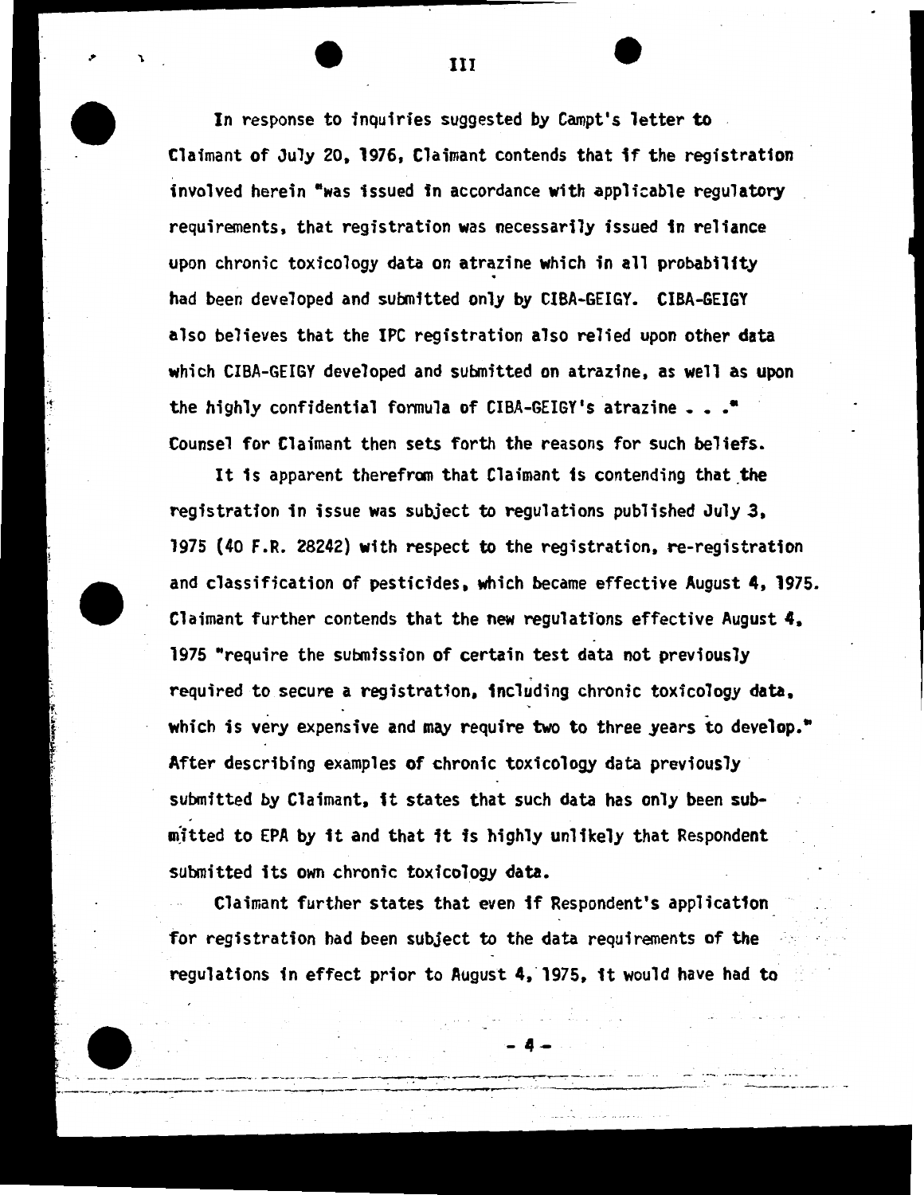## III

In response to inquiries suggested by Campt's letter to Claimant of July 20, 1976, Claimant contends that if the registration involved herein "was issued in accordance with applicable regulatory requirements, that registration was necessarily issued in reliance upon chronic toxicology data on atrazine which in all probability had been developed and submitted only by CIBA-GEIGY. CIBA-GEIGY also believes that the IPC registration also relied upon other data which CIBA-GEIGY developed and submitted on atrazine, as well as upon the highly confidential formula of CIBA-GEIGY's atrazine . . ." Counsel for Claimant then sets forth the reasons for such beliefs.

It is apparent therefrom that Claimant is contending that the registration in issue was subject to regulations published July 3, 1975 (40 F.R. 28242) with respect to the registration, re-registration and classification of pesticides, which became effective August 4, 1975. Claimant further contends that the new regulations effective August 4, 1975 "require the submission of certain test data not previously required to secure a registration, including chronic toxicology data, which is very expensive and may require two to three years to develop." After describing examples of chronic toxicology data previously submitted by Claimant, it states that such data has only been submitted to EPA by it and that it is highly unlikely that Respondent submitted its own chronic toxicology data.

Claimant further states that even if Respondent's application for registration had been subject to the data requirements of the regulations in effect prior to August 4, 1975, it would have had to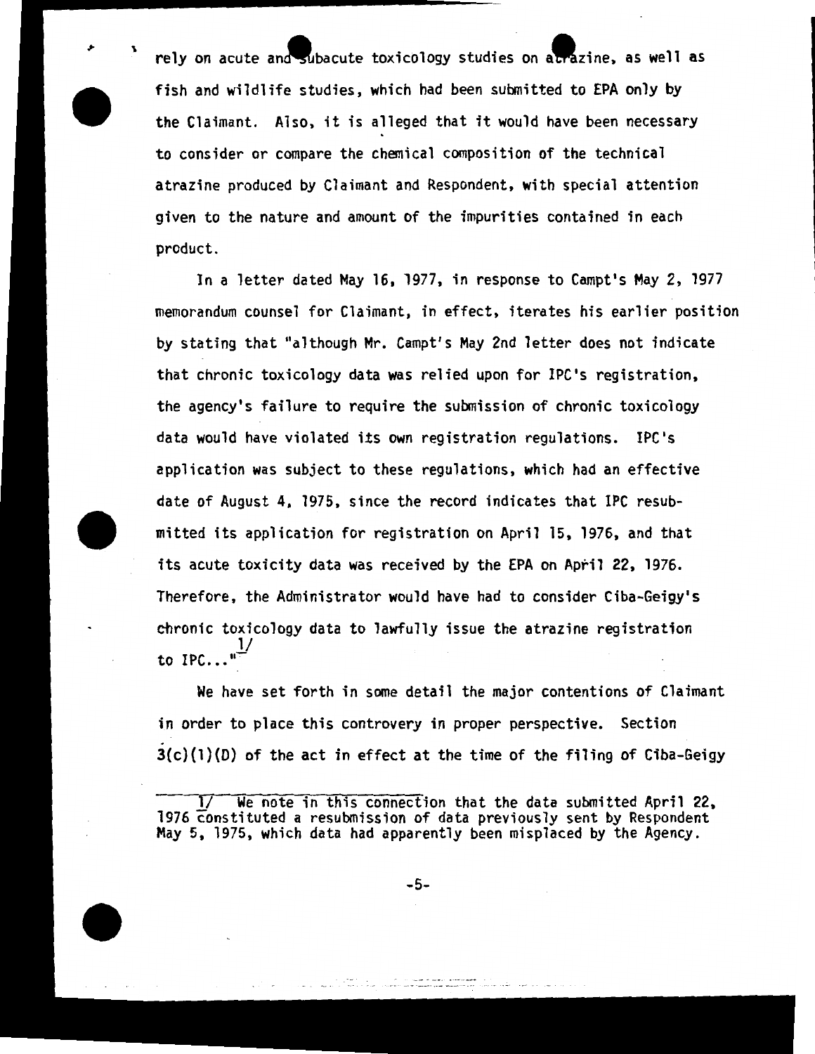rely on acute and subacute toxicology studies on atrazine, as well as fish and wildlife studies, which had been submitted to EPA only by the Claimant. Also, it is alleged that it would have been necessary to consider or compare the chemical composition of the technical atrazine produced by Claimant and Respondent, with special attention given to the nature and amount of the impurities contained in each product.

In a letter dated May 16, 1977, in response to Campt's May 2, 1977 memorandum counsel for Claimant, in effect, iterates his earlier position by stating that "although Mr. Campt's May 2nd letter does not indicate that chronic toxicology data was relied upon for IPC's registration, the agency's failure to require the submission of chronic toxicology data would have violated its own registration regulations. IPC's application was subject to these regulations, which had an effective date of August 4, 1975, since the record indicates that IPC resubmitted its application for registration on April 15, 1976, and that its acute toxicity data was received by the EPA on April 22, 1976. Therefore, the Administrator would have had to consider Ciba-Geigy's chronic toxicology data to lawfully issue the atrazine registration to IPC..."[1/]

We have set forth in some detail the major contentions of Claimant in order to place this controvery in proper perspective. Section 3(c)(1)(D) of the act in effect at the time of the filing of Ciba-Geigy

---

1/ We note in this connection that the data submitted April 22, 1976 constituted a resubmission of data previously sent by Respondent May 5, 1975, which data had apparently been misplaced by the Agency.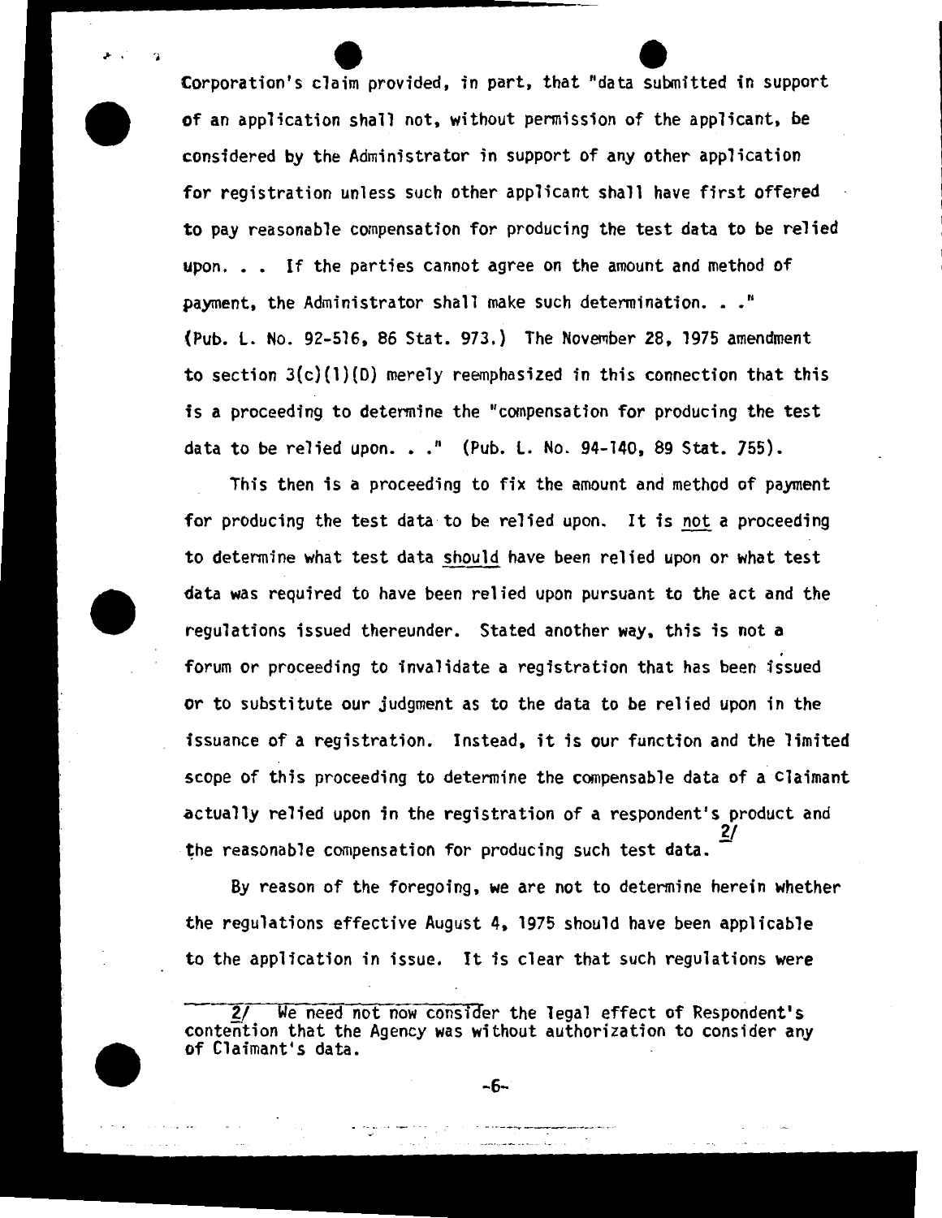Corporation's claim provided, in part, that "data submitted in support of an application shall not, without permission of the applicant, be considered by the Administrator in support of any other application for registration unless such other applicant shall have first offered to pay reasonable compensation for producing the test data to be relied upon. . . If the parties cannot agree on the amount and method of payment, the Administrator shall make such determination. . ." (Pub. L. No. 92-516, 86 Stat. 973.) The November 28, 1975 amendment to section 3(c)(1)(D) merely reemphasized in this connection that this is a proceeding to determine the "compensation for producing the test data to be relied upon. . ." (Pub. L. No. 94-140, 89 Stat. 755).

This then is a proceeding to fix the amount and method of payment for producing the test data to be relied upon. It is not a proceeding to determine what test data should have been relied upon or what test data was required to have been relied upon pursuant to the act and the regulations issued thereunder. Stated another way, this is not a forum or proceeding to invalidate a registration that has been issued or to substitute our judgment as to the data to be relied upon in the issuance of a registration. Instead, it is our function and the limited scope of this proceeding to determine the compensable data of a Claimant actually relied upon in the registration of a respondent's product and the reasonable compensation for producing such test data.[2]

By reason of the foregoing, we are not to determine herein whether the regulations effective August 4, 1975 should have been applicable to the application in issue. It is clear that such regulations were

---

2/ We need not now consider the legal effect of Respondent's contention that the Agency was without authorization to consider any of Claimant's data.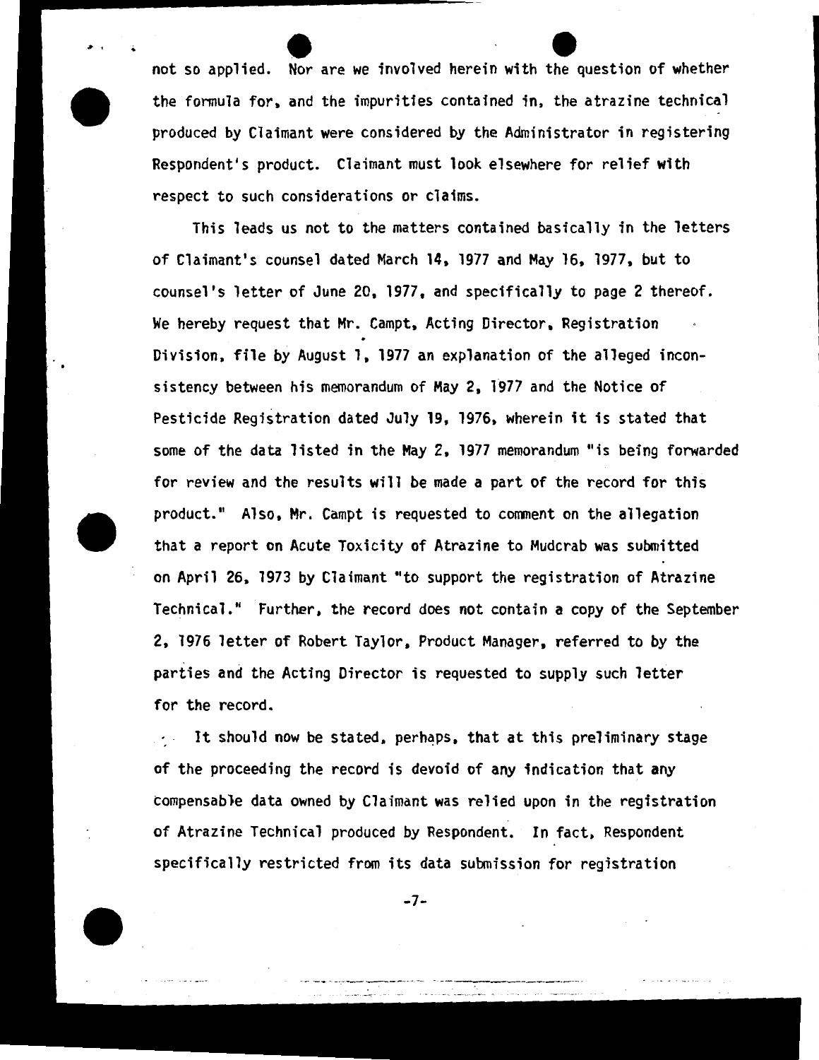not so applied. Nor are we involved herein with the question of whether the formula for, and the impurities contained in, the atrazine technical produced by Claimant were considered by the Administrator in registering Respondent's product. Claimant must look elsewhere for relief with respect to such considerations or claims.

This leads us not to the matters contained basically in the letters of Claimant's counsel dated March 14, 1977 and May 16, 1977, but to counsel's letter of June 20, 1977, and specifically to page 2 thereof. We hereby request that Mr. Campt, Acting Director, Registration Division, file by August 1, 1977 an explanation of the alleged inconsistency between his memorandum of May 2, 1977 and the Notice of Pesticide Registration dated July 19, 1976, wherein it is stated that some of the data listed in the May 2, 1977 memorandum "is being forwarded for review and the results will be made a part of the record for this product." Also, Mr. Campt is requested to comment on the allegation that a report on Acute Toxicity of Atrazine to Mudcrab was submitted on April 26, 1973 by Claimant "to support the registration of Atrazine Technical." Further, the record does not contain a copy of the September 2, 1976 letter of Robert Taylor, Product Manager, referred to by the parties and the Acting Director is requested to supply such letter for the record.

It should now be stated, perhaps, that at this preliminary stage of the proceeding the record is devoid of any indication that any compensable data owned by Claimant was relied upon in the registration of Atrazine Technical produced by Respondent. In fact, Respondent specifically restricted from its data submission for registration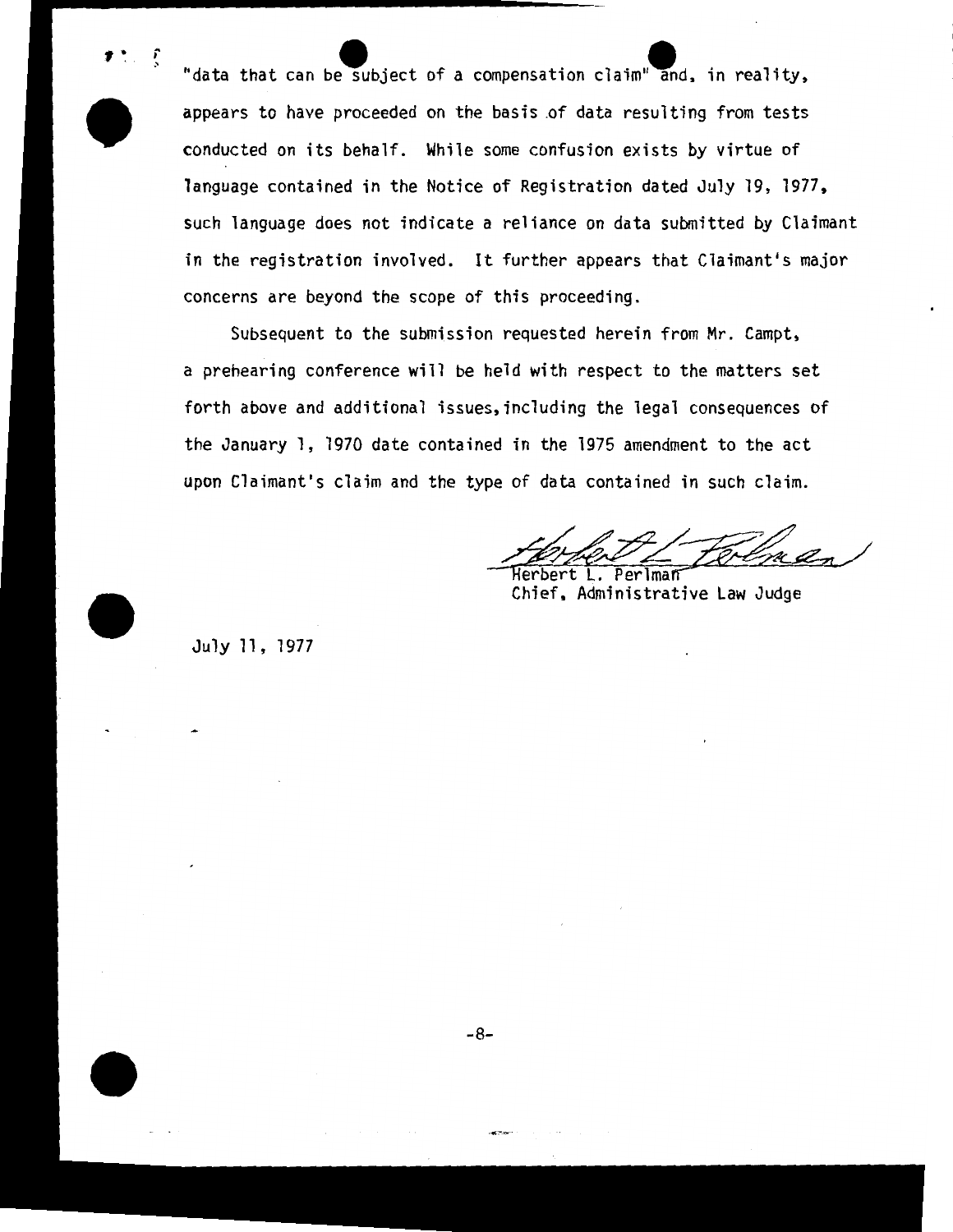"data that can be subject of a compensation claim" and, in reality, appears to have proceeded on the basis of data resulting from tests conducted on its behalf. While some confusion exists by virtue of language contained in the Notice of Registration dated July 19, 1977, such language does not indicate a reliance on data submitted by Claimant in the registration involved. It further appears that Claimant's major concerns are beyond the scope of this proceeding.

Subsequent to the submission requested herein from Mr. Campt, a prehearing conference will be held with respect to the matters set forth above and additional issues, including the legal consequences of the January 1, 1970 date contained in the 1975 amendment to the act upon Claimant's claim and the type of data contained in such claim.

Herbert L. Perlman
Chief, Administrative Law Judge

July 11, 1977